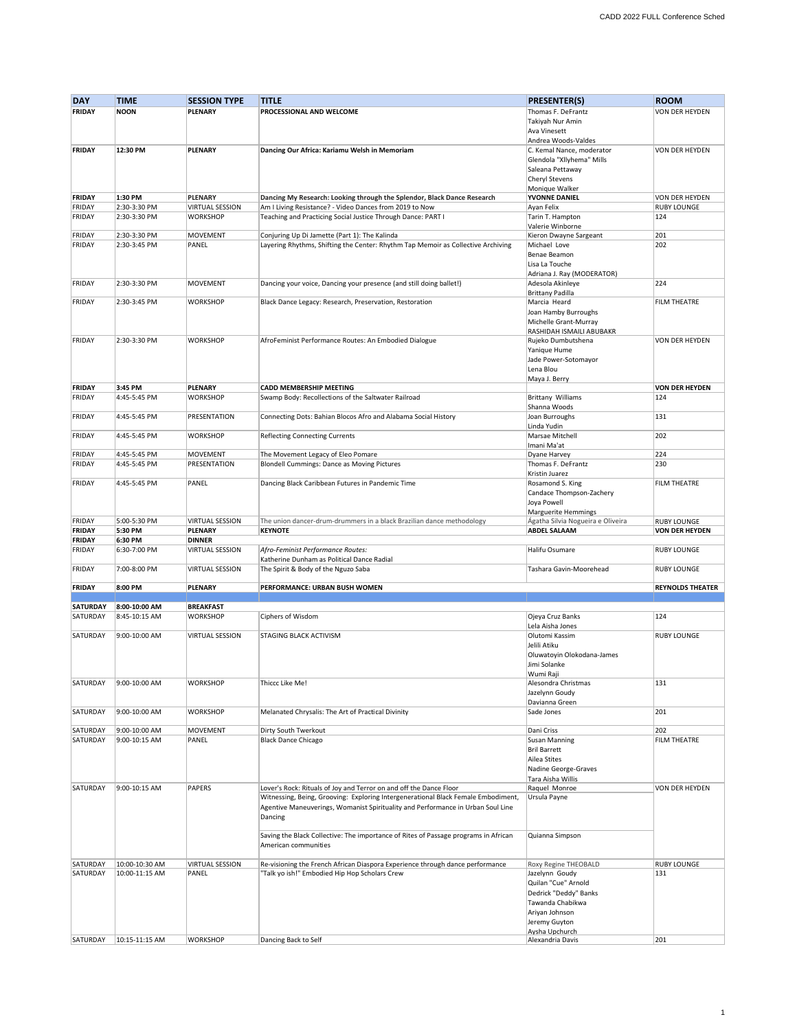| DAY | TIME | SESSION TYPE | TITLE | PRESENTER(S) | ROOM |
|---|---|---|---|---|---|
| **FRIDAY** | **NOON** | **PLENARY** | **PROCESSIONAL AND WELCOME** | Thomas F. DeFrantz<br>Takiyah Nur Amin<br>Ava Vinesett<br>Andrea Woods-Valdes | VON DER HEYDEN |
| **FRIDAY** | **12:30 PM** | **PLENARY** | **Dancing Our Africa: Kariamu Welsh in Memoriam** | C. Kemal Nance, moderator<br>Glendola "Xllyhema" Mills<br>Saleana Pettaway<br>Cheryl Stevens<br>Monique Walker | VON DER HEYDEN |
| **FRIDAY** | **1:30 PM** | **PLENARY** | **Dancing My Research: Looking through the Splendor, Black Dance Research** | **YVONNE DANIEL** | VON DER HEYDEN |
| FRIDAY | 2:30-3:30 PM | VIRTUAL SESSION | Am I Living Resistance? - Video Dances from 2019 to Now | Ayan Felix | RUBY LOUNGE |
| FRIDAY | 2:30-3:30 PM | WORKSHOP | Teaching and Practicing Social Justice Through Dance: PART I | Tarin T. Hampton<br>Valerie Winborne | 124 |
| FRIDAY | 2:30-3:30 PM | MOVEMENT | Conjuring Up Di Jamette (Part 1): The Kalinda | Kieron Dwayne Sargeant | 201 |
| FRIDAY | 2:30-3:45 PM | PANEL | Layering Rhythms, Shifting the Center: Rhythm Tap Memoir as Collective Archiving | Michael Love<br>Benae Beamon<br>Lisa La Touche<br>Adriana J. Ray (MODERATOR) | 202 |
| FRIDAY | 2:30-3:30 PM | MOVEMENT | Dancing your voice, Dancing your presence (and still doing ballet!) | Adesola Akinleye<br>Brittany Padilla | 224 |
| FRIDAY | 2:30-3:45 PM | WORKSHOP | Black Dance Legacy: Research, Preservation, Restoration | Marcia Heard<br>Joan Hamby Burroughs<br>Michelle Grant-Murray<br>RASHIDAH ISMAILI ABUBAKR | FILM THEATRE |
| FRIDAY | 2:30-3:30 PM | WORKSHOP | AfroFeminist Performance Routes: An Embodied Dialogue | Rujeko Dumbutshena<br>Yanique Hume<br>Jade Power-Sotomayor<br>Lena Blou<br>Maya J. Berry | VON DER HEYDEN |
| **FRIDAY** | **3:45 PM** | **PLENARY** | **CADD MEMBERSHIP MEETING** | | **VON DER HEYDEN** |
| FRIDAY | 4:45-5:45 PM | WORKSHOP | Swamp Body: Recollections of the Saltwater Railroad | Brittany Williams<br>Shanna Woods | 124 |
| FRIDAY | 4:45-5:45 PM | PRESENTATION | Connecting Dots: Bahian Blocos Afro and Alabama Social History | Joan Burroughs<br>Linda Yudin | 131 |
| FRIDAY | 4:45-5:45 PM | WORKSHOP | Reflecting Connecting Currents | Marsae Mitchell<br>Imani Ma'at | 202 |
| FRIDAY | 4:45-5:45 PM | MOVEMENT | The Movement Legacy of Eleo Pomare | Dyane Harvey | 224 |
| FRIDAY | 4:45-5:45 PM | PRESENTATION | Blondell Cummings: Dance as Moving Pictures | Thomas F. DeFrantz<br>Kristin Juarez | 230 |
| FRIDAY | 4:45-5:45 PM | PANEL | Dancing Black Caribbean Futures in Pandemic Time | Rosamond S. King<br>Candace Thompson-Zachery<br>Joya Powell<br>Marguerite Hemmings | FILM THEATRE |
| FRIDAY | 5:00-5:30 PM | VIRTUAL SESSION | The union dancer-drum-drummers in a black Brazilian dance methodology | Ágatha Silvia Nogueira e Oliveira | RUBY LOUNGE |
| **FRIDAY** | **5:30 PM** | **PLENARY** | **KEYNOTE** | **ABDEL SALAAM** | **VON DER HEYDEN** |
| **FRIDAY** | **6:30 PM** | **DINNER** | | | |
| FRIDAY | 6:30-7:00 PM | VIRTUAL SESSION | *Afro-Feminist Performance Routes:*<br>Katherine Dunham as Political Dance Radial | Halifu Osumare | RUBY LOUNGE |
| FRIDAY | 7:00-8:00 PM | VIRTUAL SESSION | The Spirit & Body of the Nguzo Saba | Tashara Gavin-Moorehead | RUBY LOUNGE |
| **FRIDAY** | **8:00 PM** | **PLENARY** | **PERFORMANCE: URBAN BUSH WOMEN** | | **REYNOLDS THEATER** |
| | | | | | |
| **SATURDAY** | **8:00-10:00 AM** | **BREAKFAST** | | | |
| SATURDAY | 8:45-10:15 AM | WORKSHOP | Ciphers of Wisdom | Ojeya Cruz Banks<br>Lela Aisha Jones | 124 |
| SATURDAY | 9:00-10:00 AM | VIRTUAL SESSION | STAGING BLACK ACTIVISM | Olutomi Kassim<br>Jelili Atiku<br>Oluwatoyin Olokodana-James<br>Jimi Solanke<br>Wumi Raji | RUBY LOUNGE |
| SATURDAY | 9:00-10:00 AM | WORKSHOP | Thiccc Like Me! | Alesondra Christmas<br>Jazelynn Goudy<br>Davianna Green | 131 |
| SATURDAY | 9:00-10:00 AM | WORKSHOP | Melanated Chrysalis: The Art of Practical Divinity | Sade Jones | 201 |
| SATURDAY | 9:00-10:00 AM | MOVEMENT | Dirty South Twerkout | Dani Criss | 202 |
| SATURDAY | 9:00-10:15 AM | PANEL | Black Dance Chicago | Susan Manning<br>Bril Barrett<br>Ailea Stites<br>Nadine George-Graves<br>Tara Aisha Willis | FILM THEATRE |
| SATURDAY | 9:00-10:15 AM | PAPERS | Lover's Rock: Rituals of Joy and Terror on and off the Dance Floor<br>Witnessing, Being, Grooving: Exploring Intergenerational Black Female Embodiment, Agentive Maneuverings, Womanist Spirituality and Performance in Urban Soul Line Dancing<br>Saving the Black Collective: The importance of Rites of Passage programs in African American communities | Raquel Monroe<br>Ursula Payne<br>Quianna Simpson | VON DER HEYDEN |
| SATURDAY | 10:00-10:30 AM | VIRTUAL SESSION | Re-visioning the French African Diaspora Experience through dance performance | Roxy Regine THEOBALD | RUBY LOUNGE |
| SATURDAY | 10:00-11:15 AM | PANEL | "Talk yo ish!" Embodied Hip Hop Scholars Crew | Jazelynn Goudy<br>Quilan "Cue" Arnold<br>Dedrick "Deddy" Banks<br>Tawanda Chabikwa<br>Ariyan Johnson<br>Jeremy Guyton<br>Aysha Upchurch | 131 |
| SATURDAY | 10:15-11:15 AM | WORKSHOP | Dancing Back to Self | Alexandria Davis | 201 |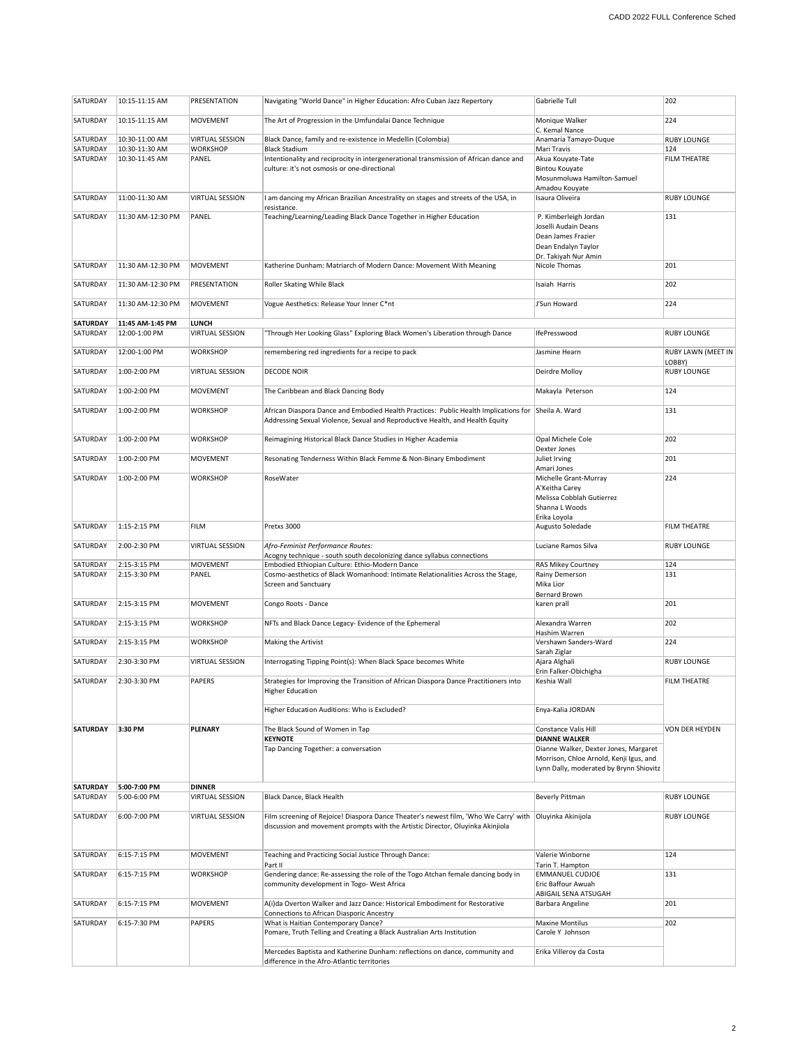| SATURDAY | 10:15-11:15 AM | PRESENTATION | Navigating "World Dance" in Higher Education: Afro Cuban Jazz Repertory | Gabrielle Tull | 202 |
|---|---|---|---|---|---|
| SATURDAY | 10:15-11:15 AM | MOVEMENT | The Art of Progression in the Umfundalai Dance Technique | Monique Walker<br>C. Kemal Nance | 224 |
| SATURDAY | 10:30-11:00 AM | VIRTUAL SESSION | Black Dance, family and re-existence in Medellin (Colombia) | Anamaria Tamayo-Duque | RUBY LOUNGE |
| SATURDAY | 10:30-11:30 AM | WORKSHOP | Black Stadium | Mari Travis | 124 |
| SATURDAY | 10:30-11:45 AM | PANEL | Intentionality and reciprocity in intergenerational transmission of African dance and culture: it's not osmosis or one-directional | Akua Kouyate-Tate<br>Bintou Kouyate<br>Mosunmoluwa Hamilton-Samuel<br>Amadou Kouyate | FILM THEATRE |
| SATURDAY | 11:00-11:30 AM | VIRTUAL SESSION | I am dancing my African Brazilian Ancestrality on stages and streets of the USA, in resistance. | Isaura Oliveira | RUBY LOUNGE |
| SATURDAY | 11:30 AM-12:30 PM | PANEL | Teaching/Learning/Leading Black Dance Together in Higher Education | P. Kimberleigh Jordan<br>Joselli Audain Deans<br>Dean James Frazier<br>Dean Endalyn Taylor<br>Dr. Takiyah Nur Amin | 131 |
| SATURDAY | 11:30 AM-12:30 PM | MOVEMENT | Katherine Dunham: Matriarch of Modern Dance: Movement With Meaning | Nicole Thomas | 201 |
| SATURDAY | 11:30 AM-12:30 PM | PRESENTATION | Roller Skating While Black | Isaiah Harris | 202 |
| SATURDAY | 11:30 AM-12:30 PM | MOVEMENT | Vogue Aesthetics: Release Your Inner C*nt | J'Sun Howard | 224 |
| **SATURDAY** | **11:45 AM-1:45 PM** | **LUNCH** | | | |
| SATURDAY | 12:00-1:00 PM | VIRTUAL SESSION | "Through Her Looking Glass" Exploring Black Women's Liberation through Dance | IfePresswood | RUBY LOUNGE |
| SATURDAY | 12:00-1:00 PM | WORKSHOP | remembering red ingredients for a recipe to pack | Jasmine Hearn | RUBY LAWN (MEET IN LOBBY) |
| SATURDAY | 1:00-2:00 PM | VIRTUAL SESSION | DECODE NOIR | Deirdre Molloy | RUBY LOUNGE |
| SATURDAY | 1:00-2:00 PM | MOVEMENT | The Caribbean and Black Dancing Body | Makayla Peterson | 124 |
| SATURDAY | 1:00-2:00 PM | WORKSHOP | African Diaspora Dance and Embodied Health Practices: Public Health Implications for Addressing Sexual Violence, Sexual and Reproductive Health, and Health Equity | Sheila A. Ward | 131 |
| SATURDAY | 1:00-2:00 PM | WORKSHOP | Reimagining Historical Black Dance Studies in Higher Academia | Opal Michele Cole<br>Dexter Jones | 202 |
| SATURDAY | 1:00-2:00 PM | MOVEMENT | Resonating Tenderness Within Black Femme & Non-Binary Embodiment | Juliet Irving<br>Amari Jones | 201 |
| SATURDAY | 1:00-2:00 PM | WORKSHOP | RoseWater | Michelle Grant-Murray<br>A'Keitha Carey<br>Melissa Cobblah Gutierrez<br>Shanna L Woods<br>Erika Loyola | 224 |
| SATURDAY | 1:15-2:15 PM | FILM | Pretxs 3000 | Augusto Soledade | FILM THEATRE |
| SATURDAY | 2:00-2:30 PM | VIRTUAL SESSION | *Afro-Feminist Performance Routes:*<br>Acogny technique - south south decolonizing dance syllabus connections | Luciane Ramos Silva | RUBY LOUNGE |
| SATURDAY | 2:15-3:15 PM | MOVEMENT | Embodied Ethiopian Culture: Ethio-Modern Dance | RAS Mikey Courtney | 124 |
| SATURDAY | 2:15-3:30 PM | PANEL | Cosmo-aesthetics of Black Womanhood: Intimate Relationalities Across the Stage, Screen and Sanctuary | Rainy Demerson<br>Mika Lior<br>Bernard Brown | 131 |
| SATURDAY | 2:15-3:15 PM | MOVEMENT | Congo Roots - Dance | karen prall | 201 |
| SATURDAY | 2:15-3:15 PM | WORKSHOP | NFTs and Black Dance Legacy- Evidence of the Ephemeral | Alexandra Warren<br>Hashim Warren | 202 |
| SATURDAY | 2:15-3:15 PM | WORKSHOP | Making the Artivist | Vershawn Sanders-Ward<br>Sarah Ziglar | 224 |
| SATURDAY | 2:30-3:30 PM | VIRTUAL SESSION | Interrogating Tipping Point(s): When Black Space becomes White | Ajara Alghali<br>Erin Falker-Obichigha | RUBY LOUNGE |
| SATURDAY | 2:30-3:30 PM | PAPERS | Strategies for Improving the Transition of African Diaspora Dance Practitioners into Higher Education<br><br>Higher Education Auditions: Who is Excluded? | Keshia Wall<br><br>Enya-Kalia JORDAN | FILM THEATRE |
| **SATURDAY** | **3:30 PM** | **PLENARY** | The Black Sound of Women in Tap<br>**KEYNOTE**<br>Tap Dancing Together: a conversation | Constance Valis Hill<br>**DIANNE WALKER**<br>Dianne Walker, Dexter Jones, Margaret Morrison, Chloe Arnold, Kenji Igus, and Lynn Dally, moderated by Brynn Shiovitz | VON DER HEYDEN |
| **SATURDAY** | **5:00-7:00 PM** | **DINNER** | | | |
| SATURDAY | 5:00-6:00 PM | VIRTUAL SESSION | Black Dance, Black Health | Beverly Pittman | RUBY LOUNGE |
| SATURDAY | 6:00-7:00 PM | VIRTUAL SESSION | Film screening of Rejoice! Diaspora Dance Theater's newest film, 'Who We Carry' with discussion and movement prompts with the Artistic Director, Oluyinka Akinjiola | Oluyinka Akinijola | RUBY LOUNGE |
| SATURDAY | 6:15-7:15 PM | MOVEMENT | Teaching and Practicing Social Justice Through Dance:<br>Part II | Valerie Winborne<br>Tarin T. Hampton | 124 |
| SATURDAY | 6:15-7:15 PM | WORKSHOP | Gendering dance: Re-assessing the role of the Togo Atchan female dancing body in community development in Togo- West Africa | EMMANUEL CUDJOE<br>Eric Baffour Awuah<br>ABIGAIL SENA ATSUGAH | 131 |
| SATURDAY | 6:15-7:15 PM | MOVEMENT | A(i)da Overton Walker and Jazz Dance: Historical Embodiment for Restorative Connections to African Diasporic Ancestry | Barbara Angeline | 201 |
| SATURDAY | 6:15-7:30 PM | PAPERS | What is Haitian Contemporary Dance?<br>Pomare, Truth Telling and Creating a Black Australian Arts Institution<br><br>Mercedes Baptista and Katherine Dunham: reflections on dance, community and difference in the Afro-Atlantic territories | Maxine Montilus<br>Carole Y Johnson<br><br>Erika Villeroy da Costa | 202 |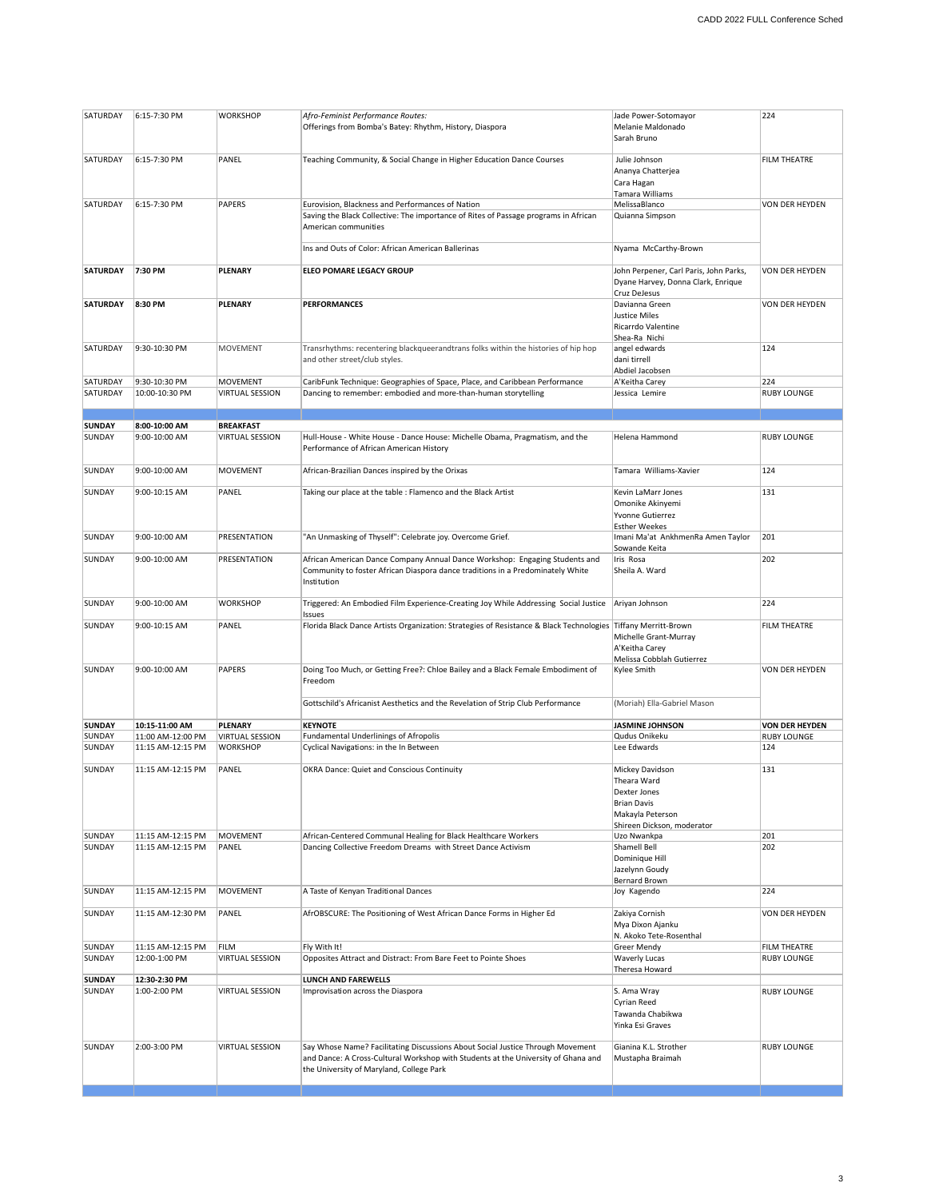| | | | | | |
|---|---|---|---|---|---|
| SATURDAY | 6:15-7:30 PM | WORKSHOP | *Afro-Feminist Performance Routes:* Offerings from Bomba's Batey: Rhythm, History, Diaspora | Jade Power-Sotomayor<br>Melanie Maldonado<br>Sarah Bruno | 224 |
| SATURDAY | 6:15-7:30 PM | PANEL | Teaching Community, & Social Change in Higher Education Dance Courses | Julie Johnson<br>Ananya Chatterjea<br>Cara Hagan<br>Tamara Williams | FILM THEATRE |
| SATURDAY | 6:15-7:30 PM | PAPERS | Eurovision, Blackness and Performances of Nation | MelissaBlanco | VON DER HEYDEN |
| | | | Saving the Black Collective: The importance of Rites of Passage programs in African American communities | Quianna Simpson | |
| | | | Ins and Outs of Color: African American Ballerinas | Nyama McCarthy-Brown | |
| **SATURDAY** | **7:30 PM** | **PLENARY** | **ELEO POMARE LEGACY GROUP** | John Perpener, Carl Paris, John Parks, Dyane Harvey, Donna Clark, Enrique Cruz DeJesus | VON DER HEYDEN |
| **SATURDAY** | **8:30 PM** | **PLENARY** | **PERFORMANCES** | Davianna Green<br>Justice Miles<br>Ricarrdo Valentine<br>Shea-Ra Nichi | VON DER HEYDEN |
| SATURDAY | 9:30-10:30 PM | MOVEMENT | Transrhythms: recentering blackqueerandtrans folks within the histories of hip hop and other street/club styles. | angel edwards<br>dani tirrell<br>Abdiel Jacobsen | 124 |
| SATURDAY | 9:30-10:30 PM | MOVEMENT | CaribFunk Technique: Geographies of Space, Place, and Caribbean Performance | A'Keitha Carey | 224 |
| SATURDAY | 10:00-10:30 PM | VIRTUAL SESSION | Dancing to remember: embodied and more-than-human storytelling | Jessica Lemire | RUBY LOUNGE |
| | | | | | |
| **SUNDAY** | **8:00-10:00 AM** | **BREAKFAST** | | | |
| SUNDAY | 9:00-10:00 AM | VIRTUAL SESSION | Hull-House - White House - Dance House: Michelle Obama, Pragmatism, and the Performance of African American History | Helena Hammond | RUBY LOUNGE |
| SUNDAY | 9:00-10:00 AM | MOVEMENT | African-Brazilian Dances inspired by the Orixas | Tamara Williams-Xavier | 124 |
| SUNDAY | 9:00-10:15 AM | PANEL | Taking our place at the table : Flamenco and the Black Artist | Kevin LaMarr Jones<br>Omonike Akinyemi<br>Yvonne Gutierrez<br>Esther Weekes | 131 |
| SUNDAY | 9:00-10:00 AM | PRESENTATION | "An Unmasking of Thyself": Celebrate joy. Overcome Grief. | Imani Ma'at AnkhmenRa Amen Taylor<br>Sowande Keita | 201 |
| SUNDAY | 9:00-10:00 AM | PRESENTATION | African American Dance Company Annual Dance Workshop: Engaging Students and Community to foster African Diaspora dance traditions in a Predominately White Institution | Iris Rosa<br>Sheila A. Ward | 202 |
| SUNDAY | 9:00-10:00 AM | WORKSHOP | Triggered: An Embodied Film Experience-Creating Joy While Addressing Social Justice Issues | Ariyan Johnson | 224 |
| SUNDAY | 9:00-10:15 AM | PANEL | Florida Black Dance Artists Organization: Strategies of Resistance & Black Technologies | Tiffany Merritt-Brown<br>Michelle Grant-Murray<br>A'Keitha Carey<br>Melissa Cobblah Gutierrez | FILM THEATRE |
| SUNDAY | 9:00-10:00 AM | PAPERS | Doing Too Much, or Getting Free?: Chloe Bailey and a Black Female Embodiment of Freedom | Kylee Smith | VON DER HEYDEN |
| | | | Gottschild's Africanist Aesthetics and the Revelation of Strip Club Performance | (Moriah) Ella-Gabriel Mason | |
| **SUNDAY** | **10:15-11:00 AM** | **PLENARY** | **KEYNOTE** | **JASMINE JOHNSON** | **VON DER HEYDEN** |
| SUNDAY | 11:00 AM-12:00 PM | VIRTUAL SESSION | Fundamental Underlinings of Afropolis | Qudus Onikeku | RUBY LOUNGE |
| SUNDAY | 11:15 AM-12:15 PM | WORKSHOP | Cyclical Navigations: in the In Between | Lee Edwards | 124 |
| SUNDAY | 11:15 AM-12:15 PM | PANEL | OKRA Dance: Quiet and Conscious Continuity | Mickey Davidson<br>Theara Ward<br>Dexter Jones<br>Brian Davis<br>Makayla Peterson<br>Shireen Dickson, moderator | 131 |
| SUNDAY | 11:15 AM-12:15 PM | MOVEMENT | African-Centered Communal Healing for Black Healthcare Workers | Uzo Nwankpa | 201 |
| SUNDAY | 11:15 AM-12:15 PM | PANEL | Dancing Collective Freedom Dreams with Street Dance Activism | Shamell Bell<br>Dominique Hill<br>Jazelynn Goudy<br>Bernard Brown | 202 |
| SUNDAY | 11:15 AM-12:15 PM | MOVEMENT | A Taste of Kenyan Traditional Dances | Joy Kagendo | 224 |
| SUNDAY | 11:15 AM-12:30 PM | PANEL | AfrOBSCURE: The Positioning of West African Dance Forms in Higher Ed | Zakiya Cornish<br>Mya Dixon Ajanku<br>N. Akoko Tete-Rosenthal | VON DER HEYDEN |
| SUNDAY | 11:15 AM-12:15 PM | FILM | Fly With It! | Greer Mendy | FILM THEATRE |
| SUNDAY | 12:00-1:00 PM | VIRTUAL SESSION | Opposites Attract and Distract: From Bare Feet to Pointe Shoes | Waverly Lucas<br>Theresa Howard | RUBY LOUNGE |
| **SUNDAY** | **12:30-2:30 PM** | | **LUNCH AND FAREWELLS** | | |
| SUNDAY | 1:00-2:00 PM | VIRTUAL SESSION | Improvisation across the Diaspora | S. Ama Wray<br>Cyrian Reed<br>Tawanda Chabikwa<br>Yinka Esi Graves | RUBY LOUNGE |
| SUNDAY | 2:00-3:00 PM | VIRTUAL SESSION | Say Whose Name? Facilitating Discussions About Social Justice Through Movement and Dance: A Cross-Cultural Workshop with Students at the University of Ghana and the University of Maryland, College Park | Gianina K.L. Strother<br>Mustapha Braimah | RUBY LOUNGE |